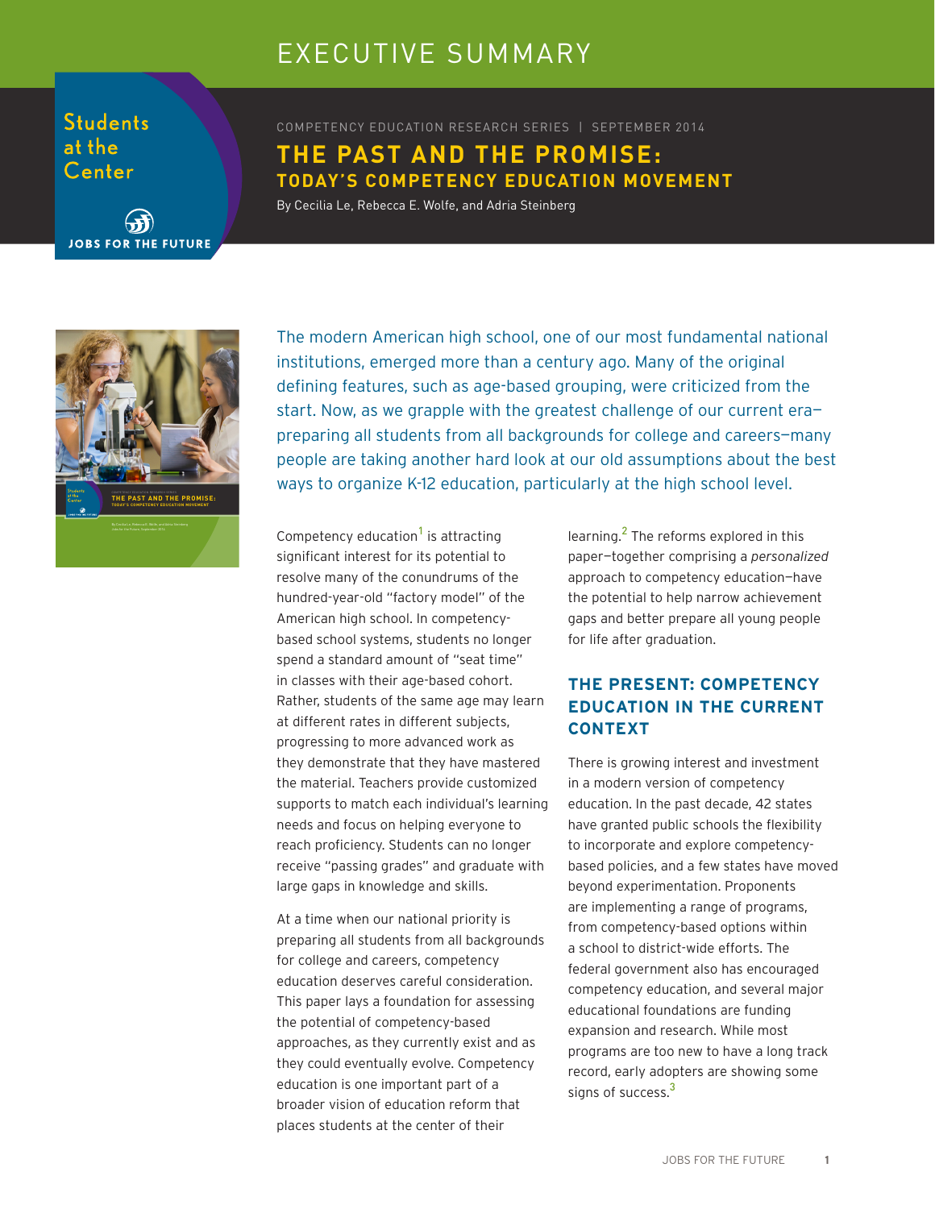EXECUTIVE SUMMARY

Students at the Center

JOBS FOR THE FUTURE

COMPETENCY EDUCATION RESEARCH SERIES | SEPTEMBER 2014

# THE PAST AND THE PROMISE:
## TODAY'S COMPETENCY EDUCATION MOVEMENT

By Cecilia Le, Rebecca E. Wolfe, and Adria Steinberg

The modern American high school, one of our most fundamental national institutions, emerged more than a century ago. Many of the original defining features, such as age-based grouping, were criticized from the start. Now, as we grapple with the greatest challenge of our current era—preparing all students from all backgrounds for college and careers—many people are taking another hard look at our old assumptions about the best ways to organize K-12 education, particularly at the high school level.

Competency education[1] is attracting significant interest for its potential to resolve many of the conundrums of the hundred-year-old "factory model" of the American high school. In competency-based school systems, students no longer spend a standard amount of "seat time" in classes with their age-based cohort. Rather, students of the same age may learn at different rates in different subjects, progressing to more advanced work as they demonstrate that they have mastered the material. Teachers provide customized supports to match each individual's learning needs and focus on helping everyone to reach proficiency. Students can no longer receive "passing grades" and graduate with large gaps in knowledge and skills.

At a time when our national priority is preparing all students from all backgrounds for college and careers, competency education deserves careful consideration. This paper lays a foundation for assessing the potential of competency-based approaches, as they currently exist and as they could eventually evolve. Competency education is one important part of a broader vision of education reform that places students at the center of their learning.[2] The reforms explored in this paper—together comprising a *personalized* approach to competency education—have the potential to help narrow achievement gaps and better prepare all young people for life after graduation.

### THE PRESENT: COMPETENCY EDUCATION IN THE CURRENT CONTEXT

There is growing interest and investment in a modern version of competency education. In the past decade, 42 states have granted public schools the flexibility to incorporate and explore competency-based policies, and a few states have moved beyond experimentation. Proponents are implementing a range of programs, from competency-based options within a school to district-wide efforts. The federal government also has encouraged competency education, and several major educational foundations are funding expansion and research. While most programs are too new to have a long track record, early adopters are showing some signs of success.[3]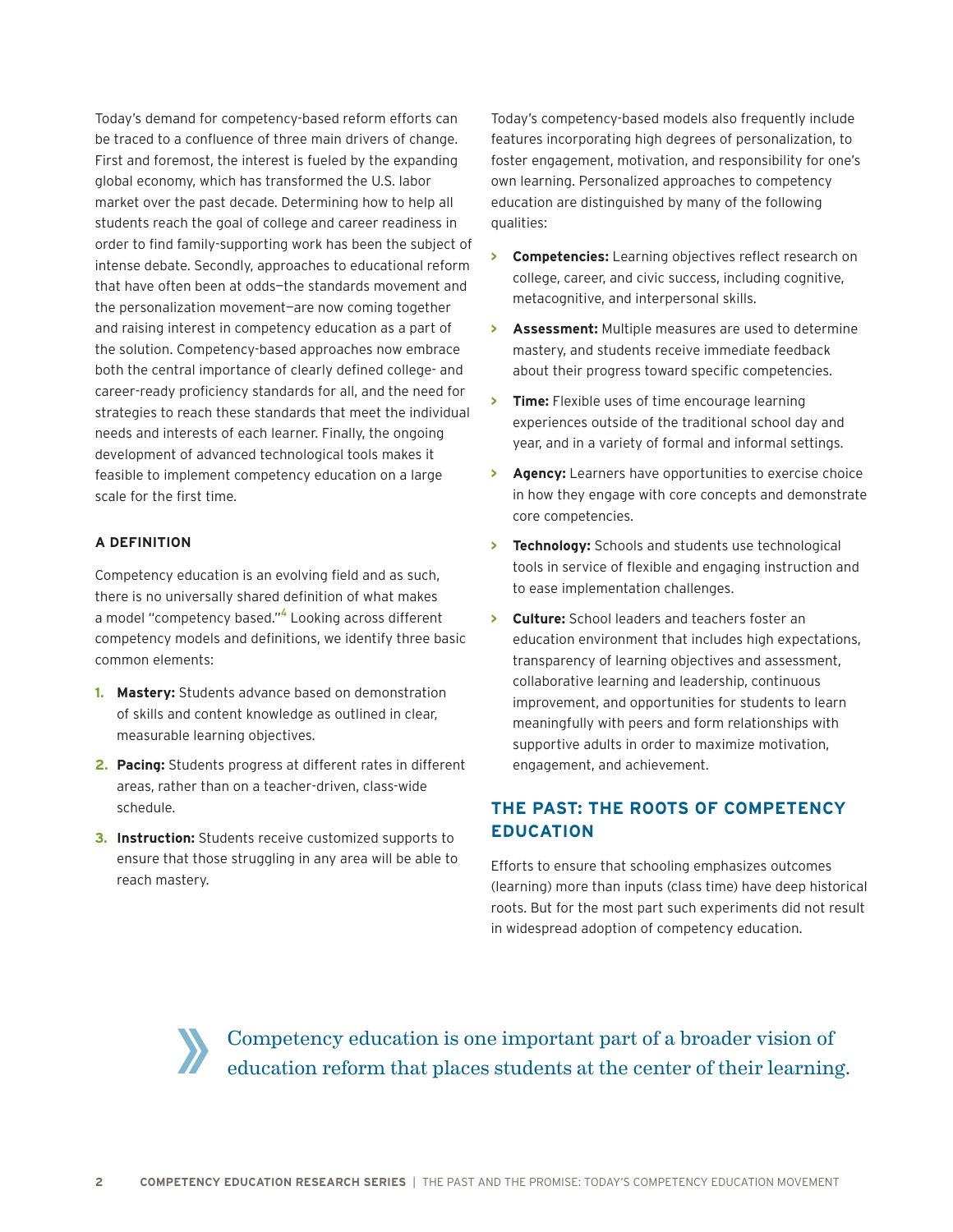Today's demand for competency-based reform efforts can be traced to a confluence of three main drivers of change. First and foremost, the interest is fueled by the expanding global economy, which has transformed the U.S. labor market over the past decade. Determining how to help all students reach the goal of college and career readiness in order to find family-supporting work has been the subject of intense debate. Secondly, approaches to educational reform that have often been at odds—the standards movement and the personalization movement—are now coming together and raising interest in competency education as a part of the solution. Competency-based approaches now embrace both the central importance of clearly defined college- and career-ready proficiency standards for all, and the need for strategies to reach these standards that meet the individual needs and interests of each learner. Finally, the ongoing development of advanced technological tools makes it feasible to implement competency education on a large scale for the first time.

### A DEFINITION

Competency education is an evolving field and as such, there is no universally shared definition of what makes a model "competency based."[4] Looking across different competency models and definitions, we identify three basic common elements:

1. **Mastery:** Students advance based on demonstration of skills and content knowledge as outlined in clear, measurable learning objectives.
2. **Pacing:** Students progress at different rates in different areas, rather than on a teacher-driven, class-wide schedule.
3. **Instruction:** Students receive customized supports to ensure that those struggling in any area will be able to reach mastery.

Today's competency-based models also frequently include features incorporating high degrees of personalization, to foster engagement, motivation, and responsibility for one's own learning. Personalized approaches to competency education are distinguished by many of the following qualities:

- **Competencies:** Learning objectives reflect research on college, career, and civic success, including cognitive, metacognitive, and interpersonal skills.
- **Assessment:** Multiple measures are used to determine mastery, and students receive immediate feedback about their progress toward specific competencies.
- **Time:** Flexible uses of time encourage learning experiences outside of the traditional school day and year, and in a variety of formal and informal settings.
- **Agency:** Learners have opportunities to exercise choice in how they engage with core concepts and demonstrate core competencies.
- **Technology:** Schools and students use technological tools in service of flexible and engaging instruction and to ease implementation challenges.
- **Culture:** School leaders and teachers foster an education environment that includes high expectations, transparency of learning objectives and assessment, collaborative learning and leadership, continuous improvement, and opportunities for students to learn meaningfully with peers and form relationships with supportive adults in order to maximize motivation, engagement, and achievement.

## THE PAST: THE ROOTS OF COMPETENCY EDUCATION

Efforts to ensure that schooling emphasizes outcomes (learning) more than inputs (class time) have deep historical roots. But for the most part such experiments did not result in widespread adoption of competency education.

> Competency education is one important part of a broader vision of education reform that places students at the center of their learning.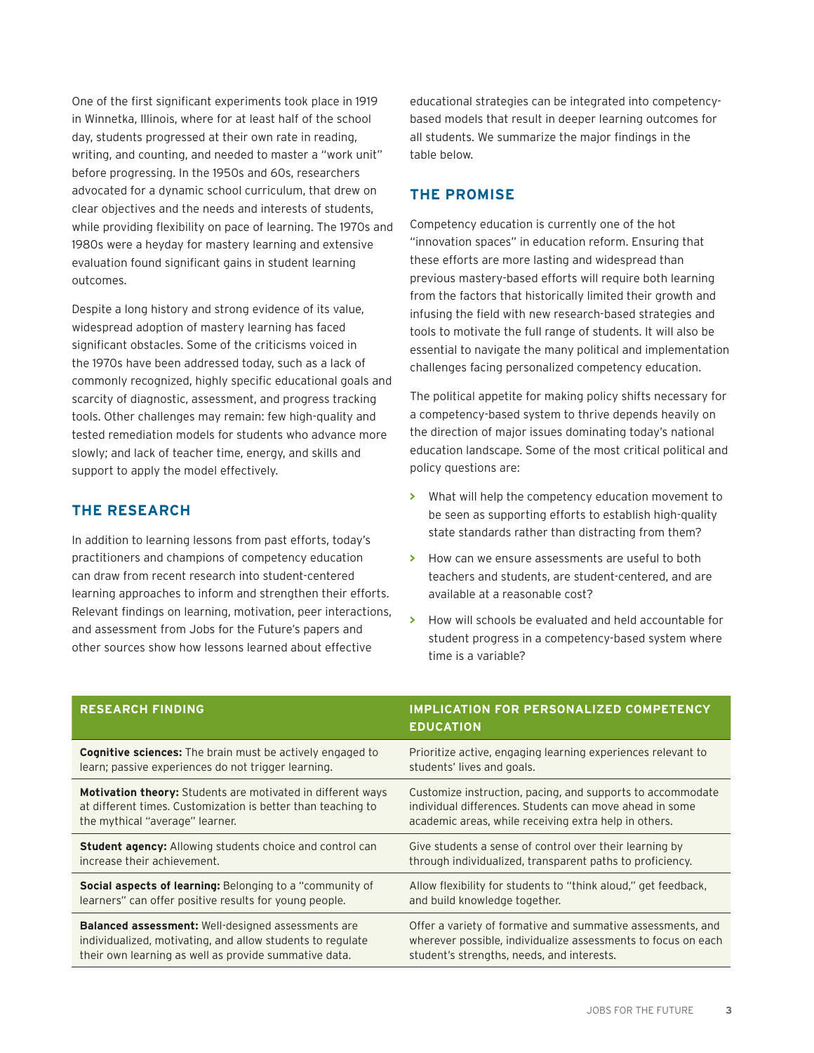One of the first significant experiments took place in 1919 in Winnetka, Illinois, where for at least half of the school day, students progressed at their own rate in reading, writing, and counting, and needed to master a "work unit" before progressing. In the 1950s and 60s, researchers advocated for a dynamic school curriculum, that drew on clear objectives and the needs and interests of students, while providing flexibility on pace of learning. The 1970s and 1980s were a heyday for mastery learning and extensive evaluation found significant gains in student learning outcomes.

Despite a long history and strong evidence of its value, widespread adoption of mastery learning has faced significant obstacles. Some of the criticisms voiced in the 1970s have been addressed today, such as a lack of commonly recognized, highly specific educational goals and scarcity of diagnostic, assessment, and progress tracking tools. Other challenges may remain: few high-quality and tested remediation models for students who advance more slowly; and lack of teacher time, energy, and skills and support to apply the model effectively.

## THE RESEARCH

In addition to learning lessons from past efforts, today's practitioners and champions of competency education can draw from recent research into student-centered learning approaches to inform and strengthen their efforts. Relevant findings on learning, motivation, peer interactions, and assessment from Jobs for the Future's papers and other sources show how lessons learned about effective educational strategies can be integrated into competency-based models that result in deeper learning outcomes for all students. We summarize the major findings in the table below.

## THE PROMISE

Competency education is currently one of the hot "innovation spaces" in education reform. Ensuring that these efforts are more lasting and widespread than previous mastery-based efforts will require both learning from the factors that historically limited their growth and infusing the field with new research-based strategies and tools to motivate the full range of students. It will also be essential to navigate the many political and implementation challenges facing personalized competency education.

The political appetite for making policy shifts necessary for a competency-based system to thrive depends heavily on the direction of major issues dominating today's national education landscape. Some of the most critical political and policy questions are:

- What will help the competency education movement to be seen as supporting efforts to establish high-quality state standards rather than distracting from them?
- How can we ensure assessments are useful to both teachers and students, are student-centered, and are available at a reasonable cost?
- How will schools be evaluated and held accountable for student progress in a competency-based system where time is a variable?

| RESEARCH FINDING | IMPLICATION FOR PERSONALIZED COMPETENCY EDUCATION |
|---|---|
| **Cognitive sciences:** The brain must be actively engaged to learn; passive experiences do not trigger learning. | Prioritize active, engaging learning experiences relevant to students' lives and goals. |
| **Motivation theory:** Students are motivated in different ways at different times. Customization is better than teaching to the mythical "average" learner. | Customize instruction, pacing, and supports to accommodate individual differences. Students can move ahead in some academic areas, while receiving extra help in others. |
| **Student agency:** Allowing students choice and control can increase their achievement. | Give students a sense of control over their learning by through individualized, transparent paths to proficiency. |
| **Social aspects of learning:** Belonging to a "community of learners" can offer positive results for young people. | Allow flexibility for students to "think aloud," get feedback, and build knowledge together. |
| **Balanced assessment:** Well-designed assessments are individualized, motivating, and allow students to regulate their own learning as well as provide summative data. | Offer a variety of formative and summative assessments, and wherever possible, individualize assessments to focus on each student's strengths, needs, and interests. |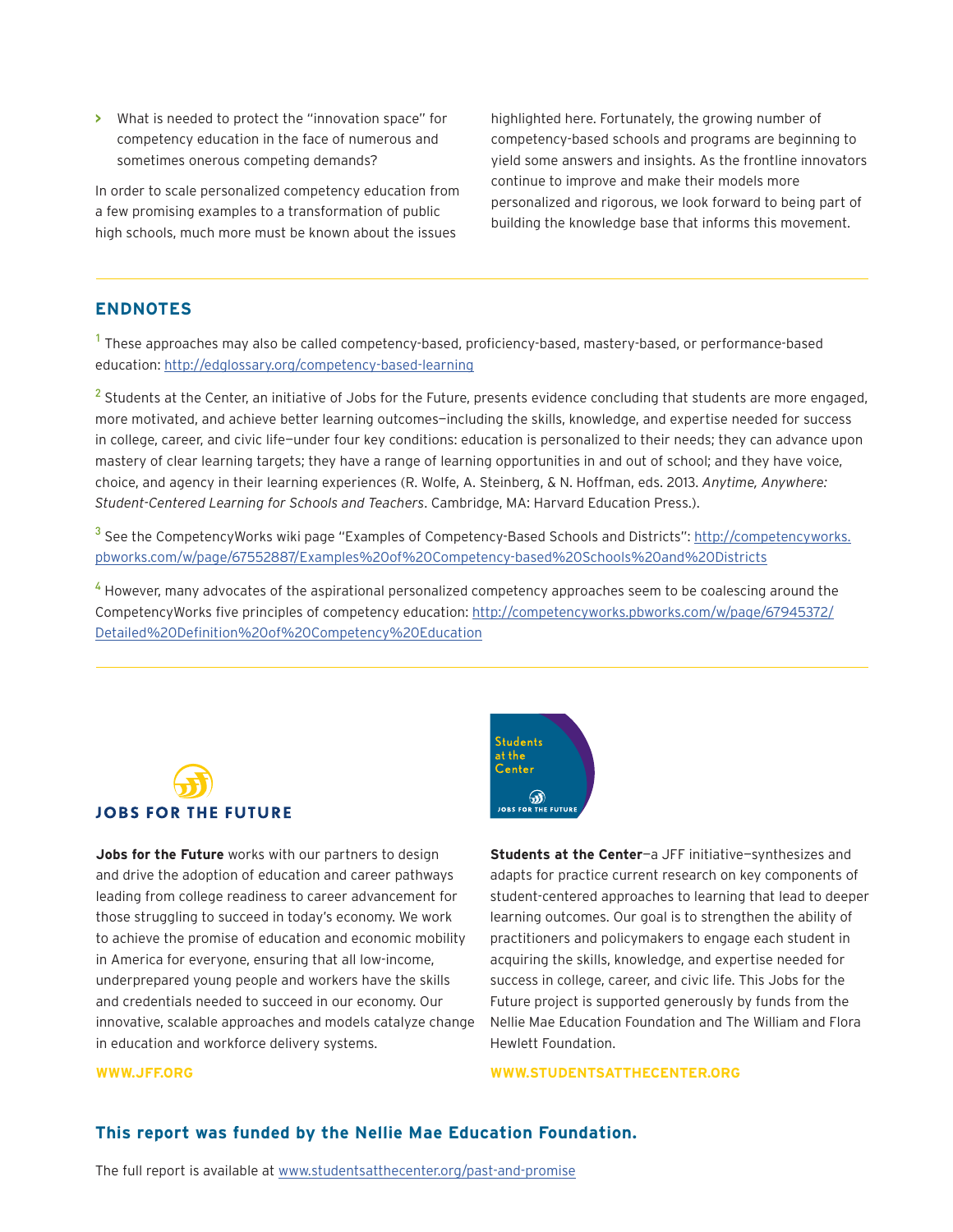- What is needed to protect the "innovation space" for competency education in the face of numerous and sometimes onerous competing demands?

In order to scale personalized competency education from a few promising examples to a transformation of public high schools, much more must be known about the issues highlighted here. Fortunately, the growing number of competency-based schools and programs are beginning to yield some answers and insights. As the frontline innovators continue to improve and make their models more personalized and rigorous, we look forward to being part of building the knowledge base that informs this movement.

## ENDNOTES

[1] These approaches may also be called competency-based, proficiency-based, mastery-based, or performance-based education: http://edglossary.org/competency-based-learning

[2] Students at the Center, an initiative of Jobs for the Future, presents evidence concluding that students are more engaged, more motivated, and achieve better learning outcomes—including the skills, knowledge, and expertise needed for success in college, career, and civic life—under four key conditions: education is personalized to their needs; they can advance upon mastery of clear learning targets; they have a range of learning opportunities in and out of school; and they have voice, choice, and agency in their learning experiences (R. Wolfe, A. Steinberg, & N. Hoffman, eds. 2013. *Anytime, Anywhere: Student-Centered Learning for Schools and Teachers*. Cambridge, MA: Harvard Education Press.).

[3] See the CompetencyWorks wiki page "Examples of Competency-Based Schools and Districts": http://competencyworks.pbworks.com/w/page/67552887/Examples%20of%20Competency-based%20Schools%20and%20Districts

[4] However, many advocates of the aspirational personalized competency approaches seem to be coalescing around the CompetencyWorks five principles of competency education: http://competencyworks.pbworks.com/w/page/67945372/Detailed%20Definition%20of%20Competency%20Education

JOBS FOR THE FUTURE

**Jobs for the Future** works with our partners to design and drive the adoption of education and career pathways leading from college readiness to career advancement for those struggling to succeed in today's economy. We work to achieve the promise of education and economic mobility in America for everyone, ensuring that all low-income, underprepared young people and workers have the skills and credentials needed to succeed in our economy. Our innovative, scalable approaches and models catalyze change in education and workforce delivery systems.

**WWW.JFF.ORG**

Students at the Center
JOBS FOR THE FUTURE

**Students at the Center**—a JFF initiative—synthesizes and adapts for practice current research on key components of student-centered approaches to learning that lead to deeper learning outcomes. Our goal is to strengthen the ability of practitioners and policymakers to engage each student in acquiring the skills, knowledge, and expertise needed for success in college, career, and civic life. This Jobs for the Future project is supported generously by funds from the Nellie Mae Education Foundation and The William and Flora Hewlett Foundation.

**WWW.STUDENTSATTHECENTER.ORG**

**This report was funded by the Nellie Mae Education Foundation.**

The full report is available at www.studentsatthecenter.org/past-and-promise